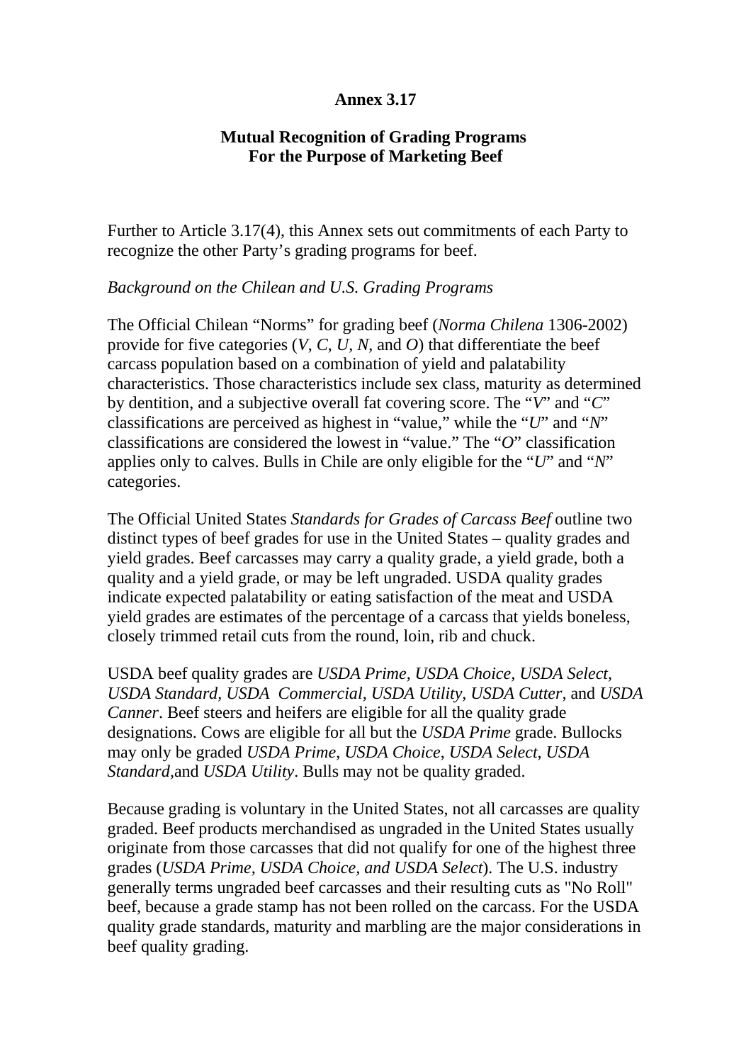# Annex 3.17

## Mutual Recognition of Grading Programs For the Purpose of Marketing Beef

Further to Article 3.17(4), this Annex sets out commitments of each Party to recognize the other Party's grading programs for beef.

*Background on the Chilean and U.S. Grading Programs*

The Official Chilean "Norms" for grading beef (*Norma Chilena* 1306-2002) provide for five categories (*V*, *C*, *U*, *N*, and *O*) that differentiate the beef carcass population based on a combination of yield and palatability characteristics. Those characteristics include sex class, maturity as determined by dentition, and a subjective overall fat covering score. The "*V*" and "*C*" classifications are perceived as highest in "value," while the "*U*" and "*N*" classifications are considered the lowest in "value." The "*O*" classification applies only to calves. Bulls in Chile are only eligible for the "*U*" and "*N*" categories.

The Official United States *Standards for Grades of Carcass Beef* outline two distinct types of beef grades for use in the United States – quality grades and yield grades. Beef carcasses may carry a quality grade, a yield grade, both a quality and a yield grade, or may be left ungraded. USDA quality grades indicate expected palatability or eating satisfaction of the meat and USDA yield grades are estimates of the percentage of a carcass that yields boneless, closely trimmed retail cuts from the round, loin, rib and chuck.

USDA beef quality grades are *USDA Prime, USDA Choice, USDA Select, USDA Standard, USDA Commercial*, *USDA Utility, USDA Cutter*, and *USDA Canner*. Beef steers and heifers are eligible for all the quality grade designations. Cows are eligible for all but the *USDA Prime* grade. Bullocks may only be graded *USDA Prime*, *USDA Choice*, *USDA Select*, *USDA Standard,*and *USDA Utility*. Bulls may not be quality graded.

Because grading is voluntary in the United States, not all carcasses are quality graded. Beef products merchandised as ungraded in the United States usually originate from those carcasses that did not qualify for one of the highest three grades (*USDA Prime, USDA Choice, and USDA Select*). The U.S. industry generally terms ungraded beef carcasses and their resulting cuts as "No Roll" beef, because a grade stamp has not been rolled on the carcass. For the USDA quality grade standards, maturity and marbling are the major considerations in beef quality grading.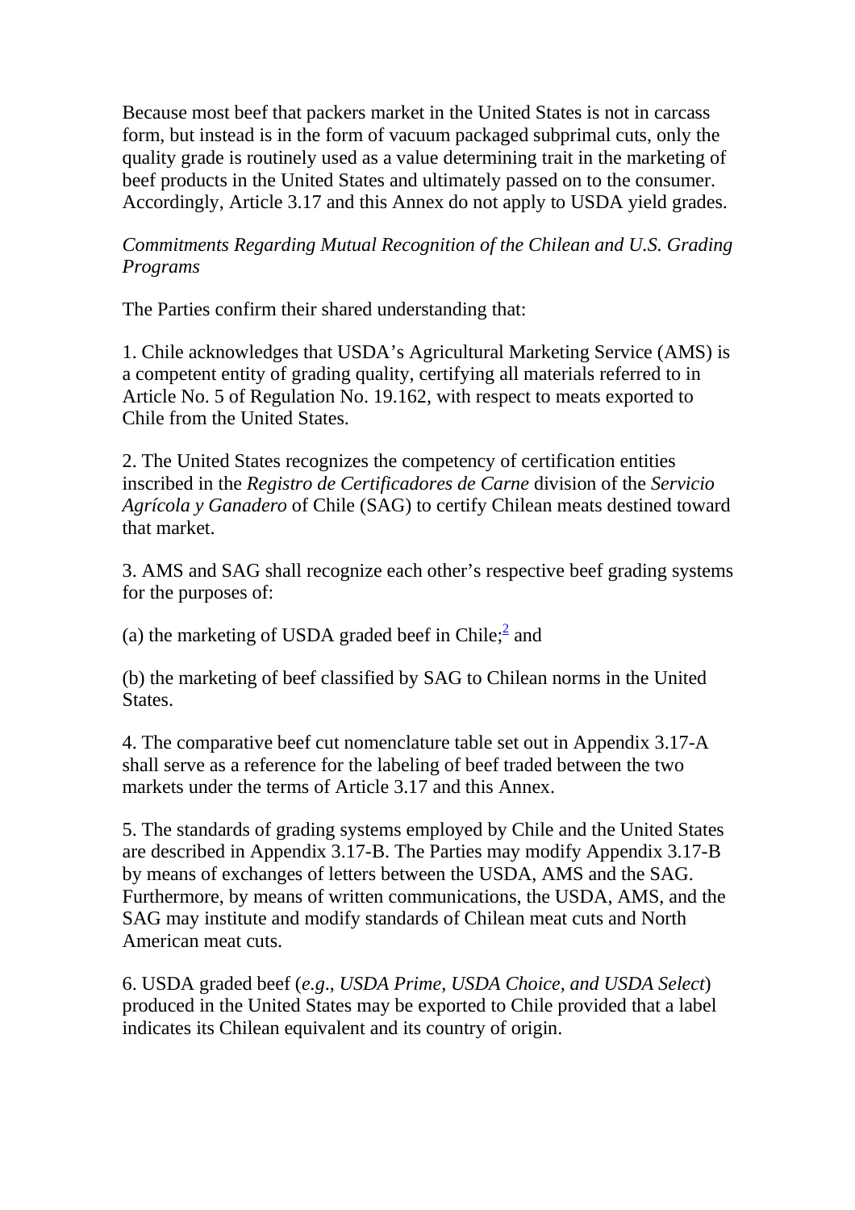Because most beef that packers market in the United States is not in carcass form, but instead is in the form of vacuum packaged subprimal cuts, only the quality grade is routinely used as a value determining trait in the marketing of beef products in the United States and ultimately passed on to the consumer. Accordingly, Article 3.17 and this Annex do not apply to USDA yield grades.

*Commitments Regarding Mutual Recognition of the Chilean and U.S. Grading Programs*

The Parties confirm their shared understanding that:

1. Chile acknowledges that USDA's Agricultural Marketing Service (AMS) is a competent entity of grading quality, certifying all materials referred to in Article No. 5 of Regulation No. 19.162, with respect to meats exported to Chile from the United States.

2. The United States recognizes the competency of certification entities inscribed in the *Registro de Certificadores de Carne* division of the *Servicio Agrícola y Ganadero* of Chile (SAG) to certify Chilean meats destined toward that market.

3. AMS and SAG shall recognize each other's respective beef grading systems for the purposes of:

(a) the marketing of USDA graded beef in Chile;[2] and

(b) the marketing of beef classified by SAG to Chilean norms in the United States.

4. The comparative beef cut nomenclature table set out in Appendix 3.17-A shall serve as a reference for the labeling of beef traded between the two markets under the terms of Article 3.17 and this Annex.

5. The standards of grading systems employed by Chile and the United States are described in Appendix 3.17-B. The Parties may modify Appendix 3.17-B by means of exchanges of letters between the USDA, AMS and the SAG. Furthermore, by means of written communications, the USDA, AMS, and the SAG may institute and modify standards of Chilean meat cuts and North American meat cuts.

6. USDA graded beef (*e.g*., *USDA Prime, USDA Choice, and USDA Select*) produced in the United States may be exported to Chile provided that a label indicates its Chilean equivalent and its country of origin.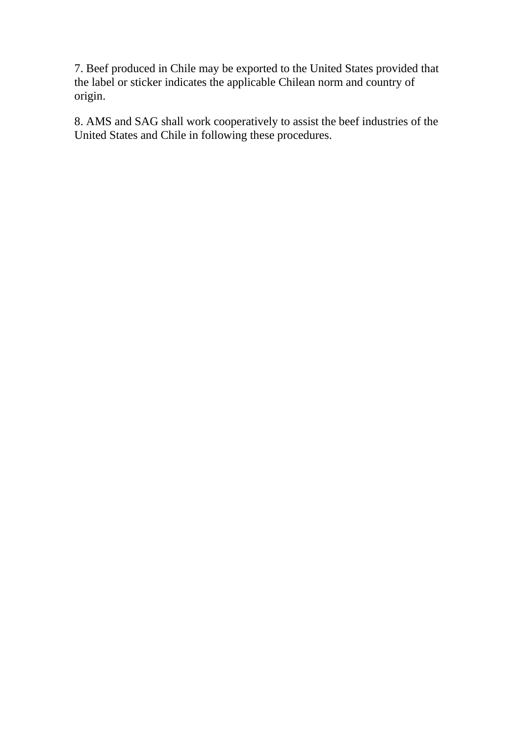7. Beef produced in Chile may be exported to the United States provided that the label or sticker indicates the applicable Chilean norm and country of origin.

8. AMS and SAG shall work cooperatively to assist the beef industries of the United States and Chile in following these procedures.